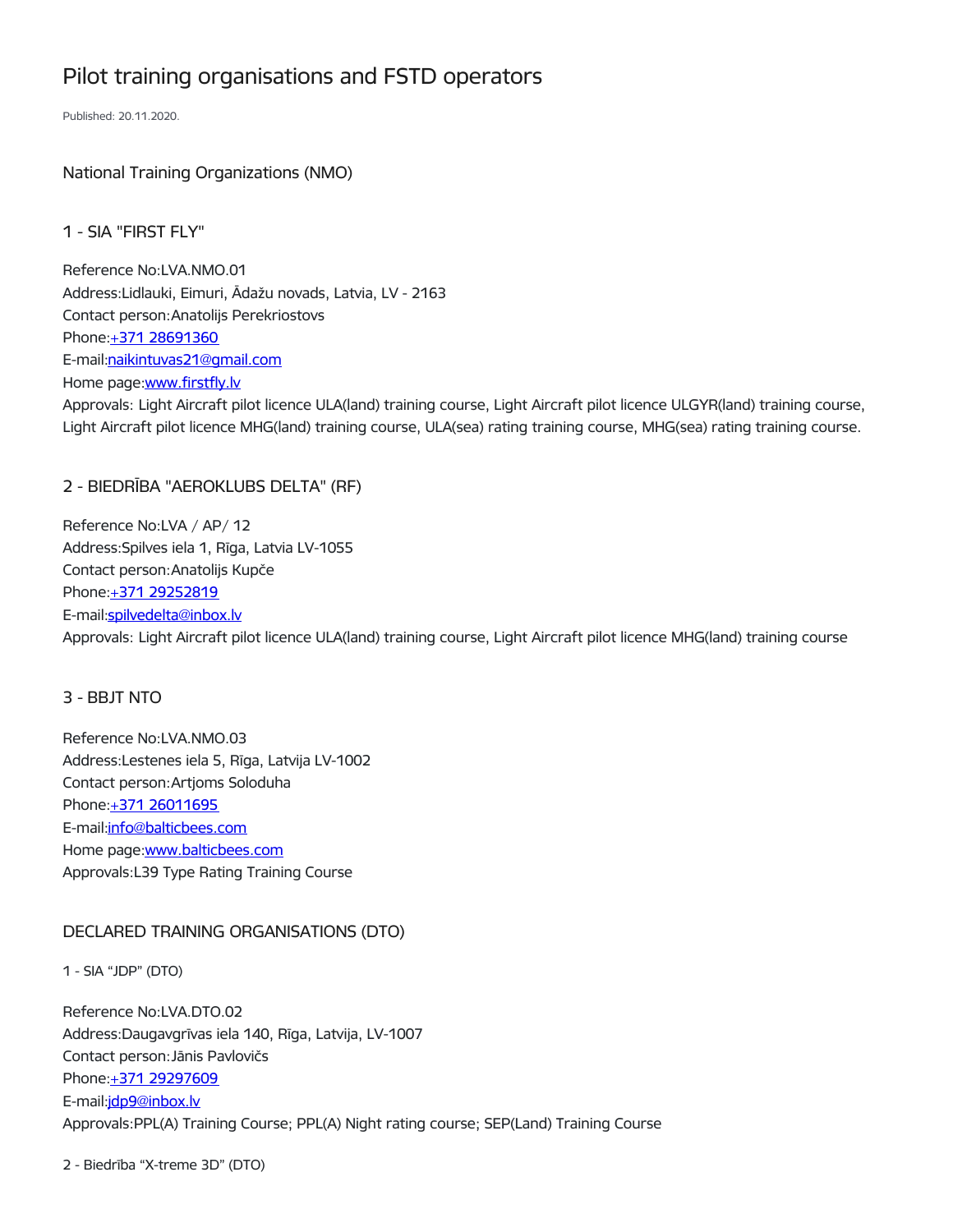# Pilot training organisations and FSTD operators

Published: 20.11.2020.

## National Training Organizations (NMO)

### 1 - SIA "FIRST FLY"

Reference No:LVA.NMO.01
Address:Lidlauki, Eimuri, Ādažu novads, Latvia, LV - 2163
Contact person:Anatolijs Perekriostovs
Phone:+371 28691360
E-mail:naikintuvas21@gmail.com
Home page:www.firstfly.lv
Approvals: Light Aircraft pilot licence ULA(land) training course, Light Aircraft pilot licence ULGYR(land) training course, Light Aircraft pilot licence MHG(land) training course, ULA(sea) rating training course, MHG(sea) rating training course.

### 2 - BIEDRĪBA "AEROKLUBS DELTA" (RF)

Reference No:LVA / AP/ 12
Address:Spilves iela 1, Rīga, Latvia LV-1055
Contact person:Anatolijs Kupče
Phone:+371 29252819
E-mail:spilvedelta@inbox.lv
Approvals: Light Aircraft pilot licence ULA(land) training course, Light Aircraft pilot licence MHG(land) training course

### 3 - BBJT NTO

Reference No:LVA.NMO.03
Address:Lestenes iela 5, Rīga, Latvija LV-1002
Contact person:Artjoms Soloduha
Phone:+371 26011695
E-mail:info@balticbees.com
Home page:www.balticbees.com
Approvals:L39 Type Rating Training Course

## DECLARED TRAINING ORGANISATIONS (DTO)

### 1 - SIA "JDP" (DTO)

Reference No:LVA.DTO.02
Address:Daugavgrīvas iela 140, Rīga, Latvija, LV-1007
Contact person:Jānis Pavlovičs
Phone:+371 29297609
E-mail:jdp9@inbox.lv
Approvals:PPL(A) Training Course; PPL(A) Night rating course; SEP(Land) Training Course

### 2 - Biedrība "X-treme 3D" (DTO)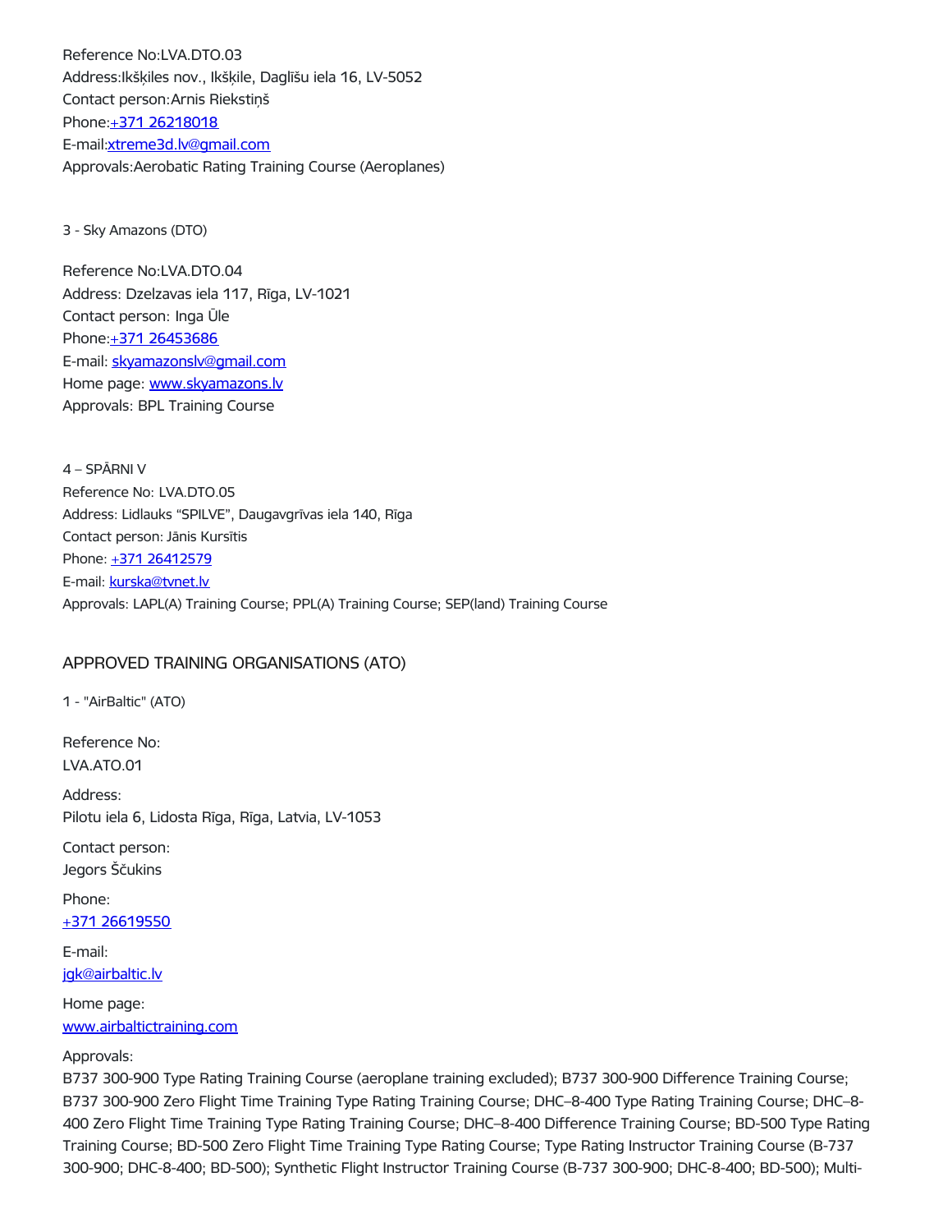Reference No:LVA.DTO.03
Address:Ikšķiles nov., Ikšķile, Daglīšu iela 16, LV-5052
Contact person:Arnis Riekstiņš
Phone:+371 26218018
E-mail:xtreme3d.lv@gmail.com
Approvals:Aerobatic Rating Training Course (Aeroplanes)

3 - Sky Amazons (DTO)

Reference No:LVA.DTO.04
Address: Dzelzavas iela 117, Rīga, LV-1021
Contact person: Inga Ūle
Phone:+371 26453686
E-mail: skyamazonslv@gmail.com
Home page: www.skyamazons.lv
Approvals: BPL Training Course

4 – SPĀRNI V
Reference No: LVA.DTO.05
Address: Lidlauks "SPILVE", Daugavgrīvas iela 140, Rīga
Contact person: Jānis Kursītis
Phone: +371 26412579
E-mail: kurska@tvnet.lv
Approvals: LAPL(A) Training Course; PPL(A) Training Course; SEP(land) Training Course

## APPROVED TRAINING ORGANISATIONS (ATO)

1 - "AirBaltic" (ATO)

Reference No:
LVA.ATO.01

Address:
Pilotu iela 6, Lidosta Rīga, Rīga, Latvia, LV-1053

Contact person:
Jegors Ščukins

Phone:
+371 26619550

E-mail:
jgk@airbaltic.lv

Home page:
www.airbaltictraining.com

Approvals:
B737 300-900 Type Rating Training Course (aeroplane training excluded); B737 300-900 Difference Training Course; B737 300-900 Zero Flight Time Training Type Rating Training Course; DHC–8-400 Type Rating Training Course; DHC–8-400 Zero Flight Time Training Type Rating Training Course; DHC–8-400 Difference Training Course; BD-500 Type Rating Training Course; BD-500 Zero Flight Time Training Type Rating Course; Type Rating Instructor Training Course (B-737 300-900; DHC-8-400; BD-500); Synthetic Flight Instructor Training Course (B-737 300-900; DHC-8-400; BD-500); Multi-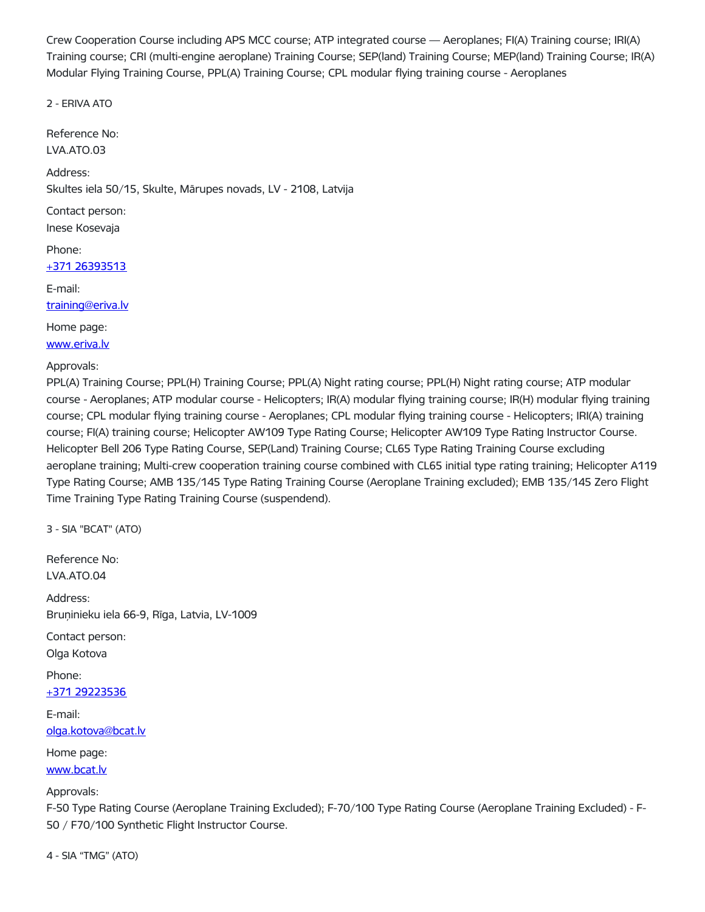Crew Cooperation Course including APS MCC course; ATP integrated course — Aeroplanes; FI(A) Training course; IRI(A) Training course; CRI (multi-engine aeroplane) Training Course; SEP(land) Training Course; MEP(land) Training Course; IR(A) Modular Flying Training Course, PPL(A) Training Course; CPL modular flying training course - Aeroplanes

2 - ERIVA ATO

Reference No:
LVA.ATO.03

Address:
Skultes iela 50/15, Skulte, Mārupes novads, LV - 2108, Latvija

Contact person:
Inese Kosevaja

Phone:
+371 26393513

E-mail:
training@eriva.lv

Home page:
www.eriva.lv

Approvals:
PPL(A) Training Course; PPL(H) Training Course; PPL(A) Night rating course; PPL(H) Night rating course; ATP modular course - Aeroplanes; ATP modular course - Helicopters; IR(A) modular flying training course; IR(H) modular flying training course; CPL modular flying training course - Aeroplanes; CPL modular flying training course - Helicopters; IRI(A) training course; FI(A) training course; Helicopter AW109 Type Rating Course; Helicopter AW109 Type Rating Instructor Course. Helicopter Bell 206 Type Rating Course, SEP(Land) Training Course; CL65 Type Rating Training Course excluding aeroplane training; Multi-crew cooperation training course combined with CL65 initial type rating training; Helicopter A119 Type Rating Course; AMB 135/145 Type Rating Training Course (Aeroplane Training excluded); EMB 135/145 Zero Flight Time Training Type Rating Training Course (suspendend).

3 - SIA "BCAT" (ATO)

Reference No:
LVA.ATO.04

Address:
Bruņinieku iela 66-9, Rīga, Latvia, LV-1009

Contact person:
Olga Kotova

Phone:
+371 29223536

E-mail:
olga.kotova@bcat.lv

Home page:
www.bcat.lv

Approvals:
F-50 Type Rating Course (Aeroplane Training Excluded); F-70/100 Type Rating Course (Aeroplane Training Excluded) - F-50 / F70/100 Synthetic Flight Instructor Course.

4 - SIA “TMG” (ATO)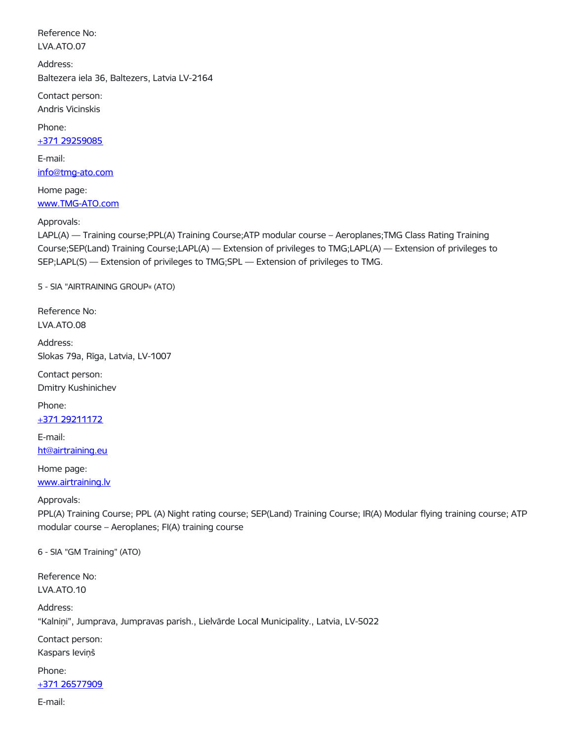Reference No:
LVA.ATO.07

Address:
Baltezera iela 36, Baltezers, Latvia LV-2164

Contact person:
Andris Vicinskis

Phone:
+371 29259085

E-mail:
info@tmg-ato.com

Home page:
www.TMG-ATO.com

Approvals:
LAPL(A) — Training course;PPL(A) Training Course;ATP modular course – Aeroplanes;TMG Class Rating Training Course;SEP(Land) Training Course;LAPL(A) — Extension of privileges to TMG;LAPL(A) — Extension of privileges to SEP;LAPL(S) — Extension of privileges to TMG;SPL — Extension of privileges to TMG.

### 5 - SIA "AIRTRAINING GROUP« (ATO)

Reference No:
LVA.ATO.08

Address:
Slokas 79a, Rīga, Latvia, LV-1007

Contact person:
Dmitry Kushinichev

Phone:
+371 29211172

E-mail:
ht@airtraining.eu

Home page:
www.airtraining.lv

Approvals:
PPL(A) Training Course; PPL (A) Night rating course; SEP(Land) Training Course; IR(A) Modular flying training course; ATP modular course – Aeroplanes; FI(A) training course

### 6 - SIA "GM Training" (ATO)

Reference No:
LVA.ATO.10

Address:
“Kalniņi”, Jumprava, Jumpravas parish., Lielvārde Local Municipality., Latvia, LV-5022

Contact person:
Kaspars Ieviņš

Phone:
+371 26577909

E-mail: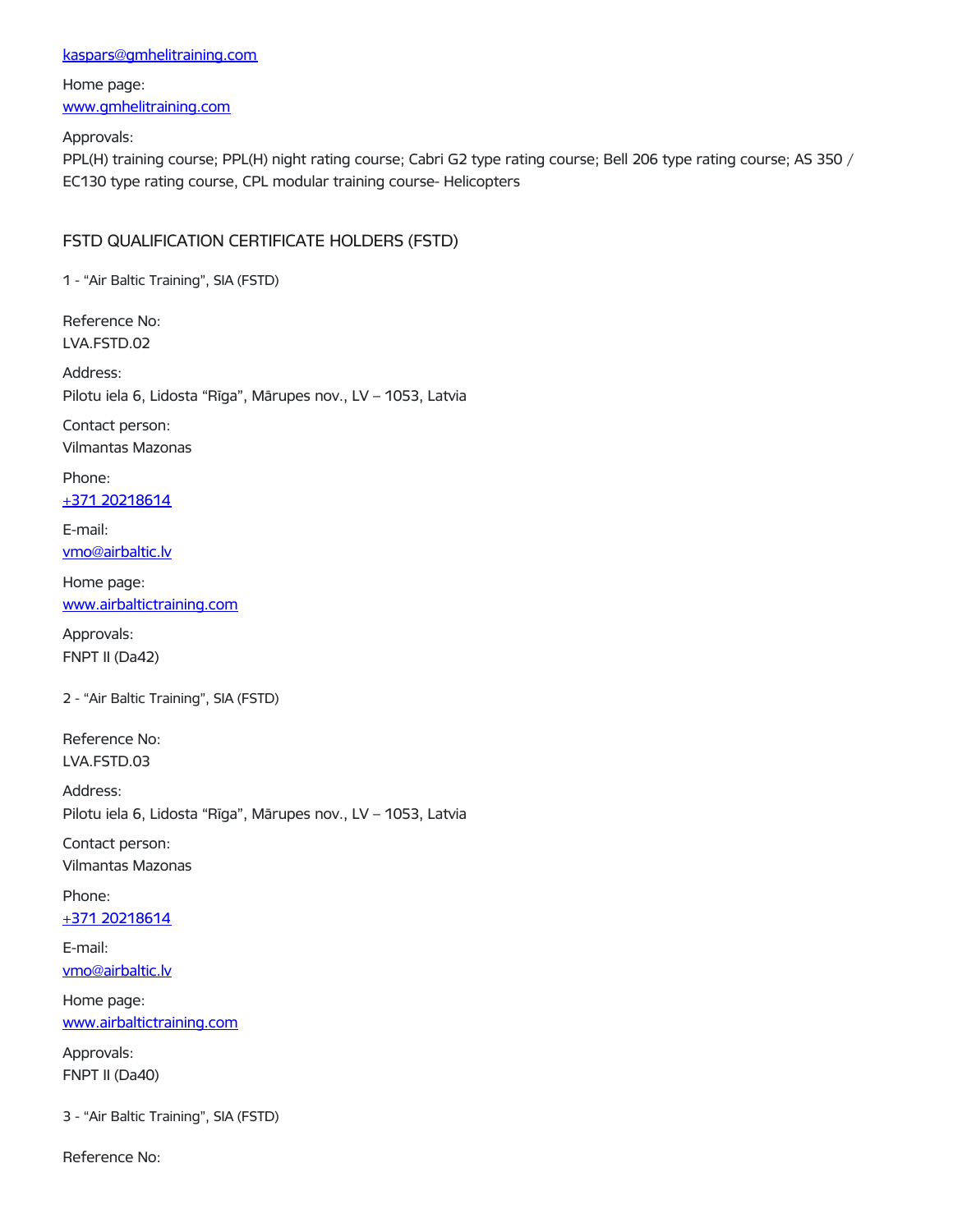kaspars@gmhelitraining.com

Home page:
www.gmhelitraining.com

Approvals:
PPL(H) training course; PPL(H) night rating course; Cabri G2 type rating course; Bell 206 type rating course; AS 350 / EC130 type rating course, CPL modular training course- Helicopters

## FSTD QUALIFICATION CERTIFICATE HOLDERS (FSTD)

### 1 - “Air Baltic Training”, SIA (FSTD)

Reference No:
LVA.FSTD.02

Address:
Pilotu iela 6, Lidosta “Rīga”, Mārupes nov., LV – 1053, Latvia

Contact person:
Vilmantas Mazonas

Phone:
+371 20218614

E-mail:
vmo@airbaltic.lv

Home page:
www.airbaltictraining.com

Approvals:
FNPT II (Da42)

### 2 - “Air Baltic Training”, SIA (FSTD)

Reference No:
LVA.FSTD.03

Address:
Pilotu iela 6, Lidosta “Rīga”, Mārupes nov., LV – 1053, Latvia

Contact person:
Vilmantas Mazonas

Phone:
+371 20218614

E-mail:
vmo@airbaltic.lv

Home page:
www.airbaltictraining.com

Approvals:
FNPT II (Da40)

### 3 - “Air Baltic Training”, SIA (FSTD)

Reference No: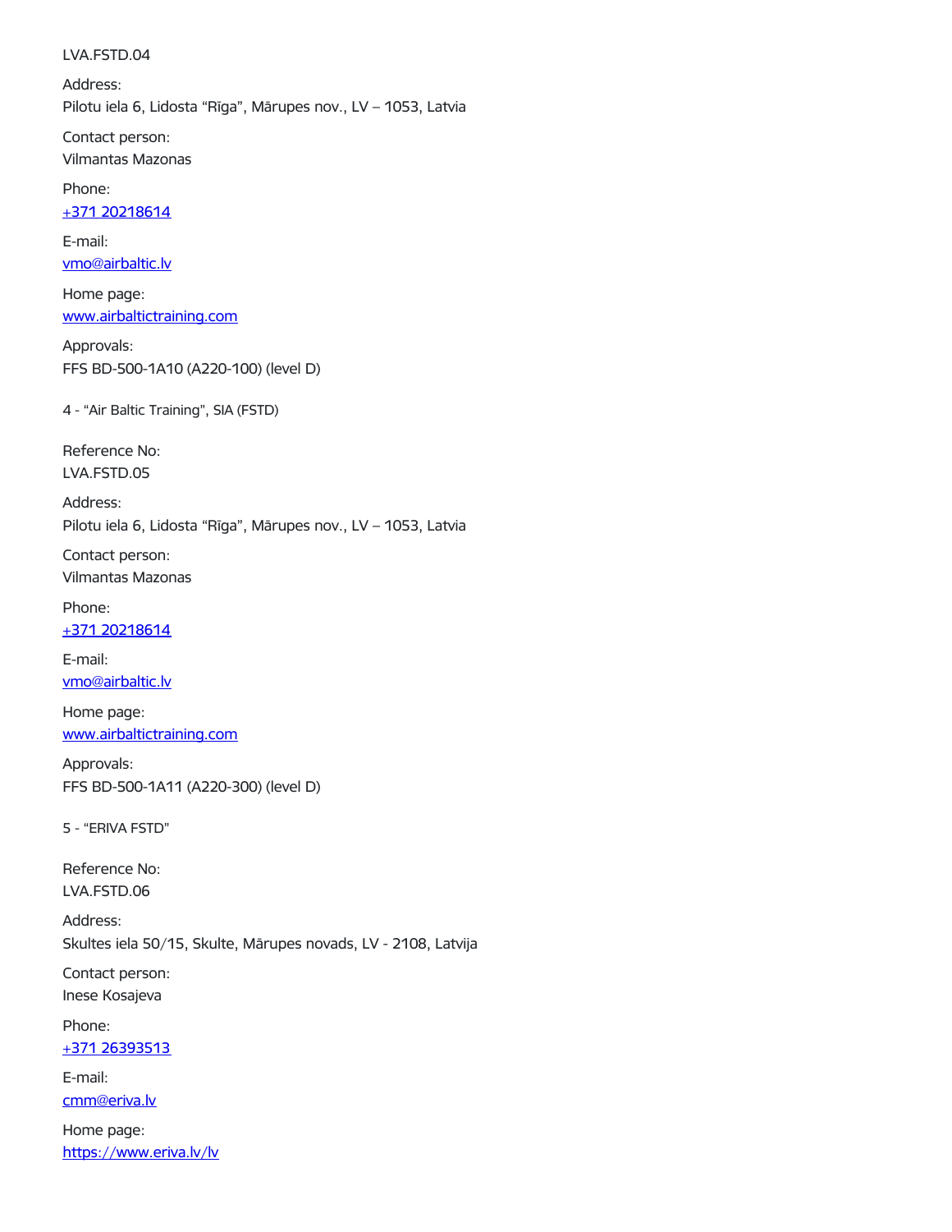LVA.FSTD.04

Address:
Pilotu iela 6, Lidosta “Rīga”, Mārupes nov., LV – 1053, Latvia

Contact person:
Vilmantas Mazonas

Phone:
+371 20218614

E-mail:
vmo@airbaltic.lv

Home page:
www.airbaltictraining.com

Approvals:
FFS BD-500-1A10 (A220-100) (level D)

4 - “Air Baltic Training”, SIA (FSTD)

Reference No:
LVA.FSTD.05

Address:
Pilotu iela 6, Lidosta “Rīga”, Mārupes nov., LV – 1053, Latvia

Contact person:
Vilmantas Mazonas

Phone:
+371 20218614

E-mail:
vmo@airbaltic.lv

Home page:
www.airbaltictraining.com

Approvals:
FFS BD-500-1A11 (A220-300) (level D)

5 - “ERIVA FSTD”

Reference No:
LVA.FSTD.06

Address:
Skultes iela 50/15, Skulte, Mārupes novads, LV - 2108, Latvija

Contact person:
Inese Kosajeva

Phone:
+371 26393513

E-mail:
cmm@eriva.lv

Home page:
https://www.eriva.lv/lv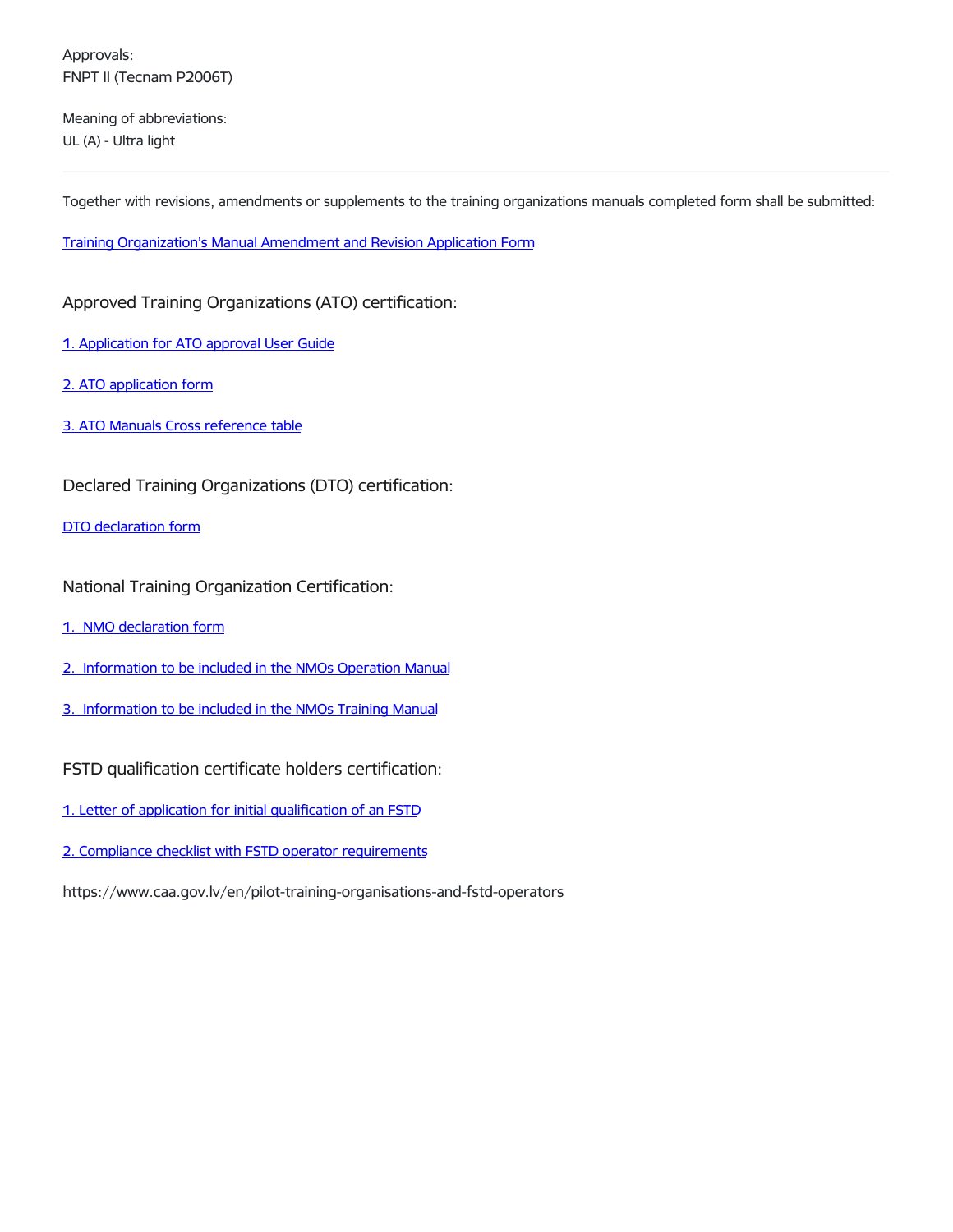Approvals:
FNPT II (Tecnam P2006T)

Meaning of abbreviations:
UL (A) - Ultra light

---

Together with revisions, amendments or supplements to the training organizations manuals completed form shall be submitted:

Training Organization's Manual Amendment and Revision Application Form

## Approved Training Organizations (ATO) certification:

1. Application for ATO approval User Guide

2. ATO application form

3. ATO Manuals Cross reference table

## Declared Training Organizations (DTO) certification:

DTO declaration form

## National Training Organization Certification:

1. NMO declaration form

2. Information to be included in the NMOs Operation Manual

3. Information to be included in the NMOs Training Manual

## FSTD qualification certificate holders certification:

1. Letter of application for initial qualification of an FSTD

2. Compliance checklist with FSTD operator requirements

https://www.caa.gov.lv/en/pilot-training-organisations-and-fstd-operators